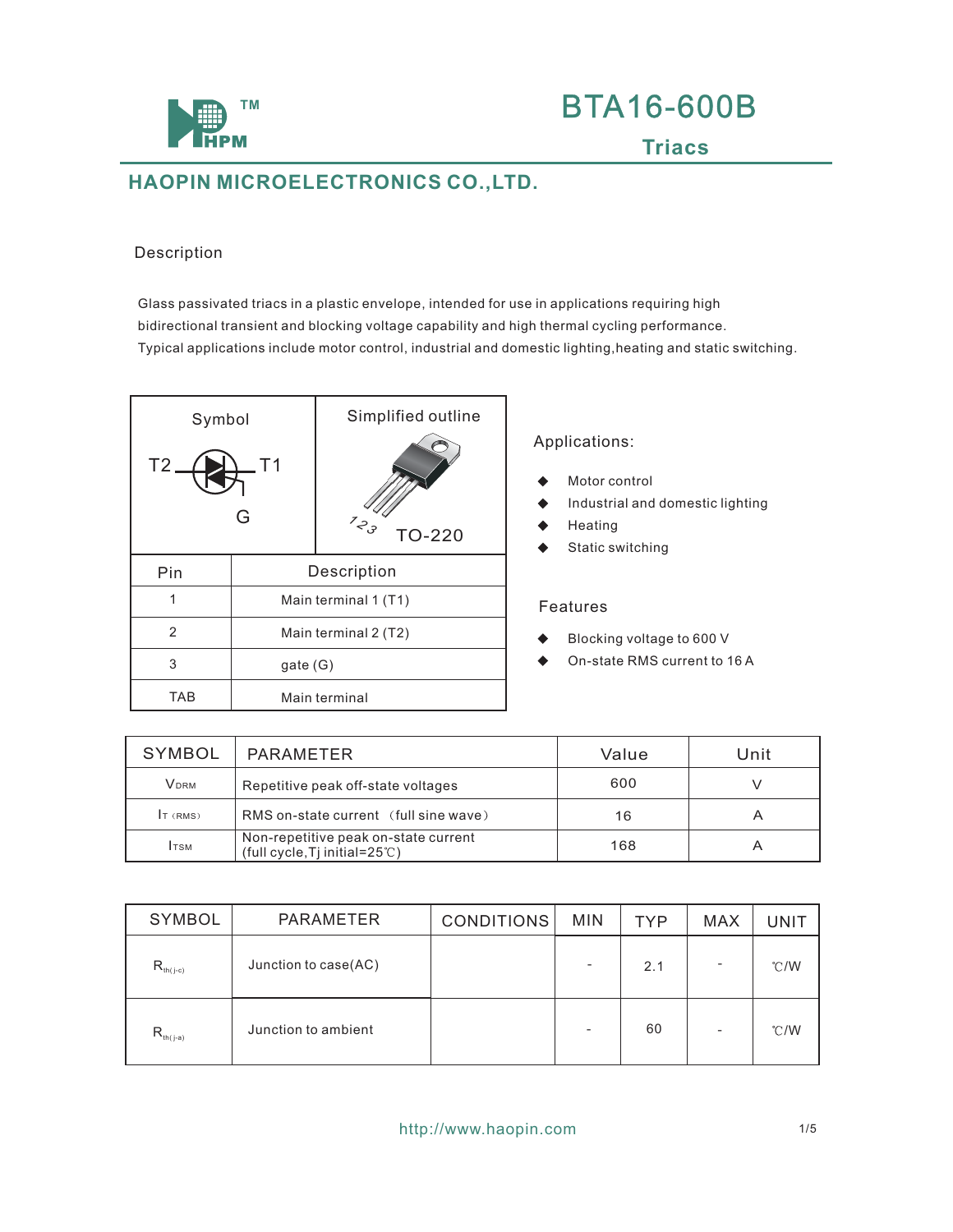# BTA16-600B

## Triacs

**HAOPIN MICROELECTRONICS CO.,LTD.**

## Description

Glass passivated triacs in a plastic envelope, intended for use in applications requiring high bidirectional transient and blocking voltage capability and high thermal cycling performance.
Typical applications include motor control, industrial and domestic lighting,heating and static switching.

| Symbol | Simplified outline |
|---|---|
| T2 T1 G | 1 2 3 TO-220 |

| Pin | Description |
|---|---|
| 1 | Main terminal 1 (T1) |
| 2 | Main terminal 2 (T2) |
| 3 | gate (G) |
| TAB | Main terminal |

### Applications:

- Motor control
- Industrial and domestic lighting
- Heating
- Static switching

### Features

- Blocking voltage to 600 V
- On-state RMS current to 16 A

| SYMBOL | PARAMETER | Value | Unit |
|---|---|---|---|
| $V_{DRM}$ | Repetitive peak off-state voltages | 600 | V |
| $I_{T(RMS)}$ | RMS on-state current （full sine wave） | 16 | A |
| $I_{TSM}$ | Non-repetitive peak on-state current (full cycle,Tj initial=25℃) | 168 | A |

| SYMBOL | PARAMETER | CONDITIONS | MIN | TYP | MAX | UNIT |
|---|---|---|---|---|---|---|
| $R_{th(j\text{-}c)}$ | Junction to case(AC) | | - | 2.1 | - | ℃/W |
| $R_{th(j\text{-}a)}$ | Junction to ambient | | - | 60 | - | ℃/W |

http://www.haopin.com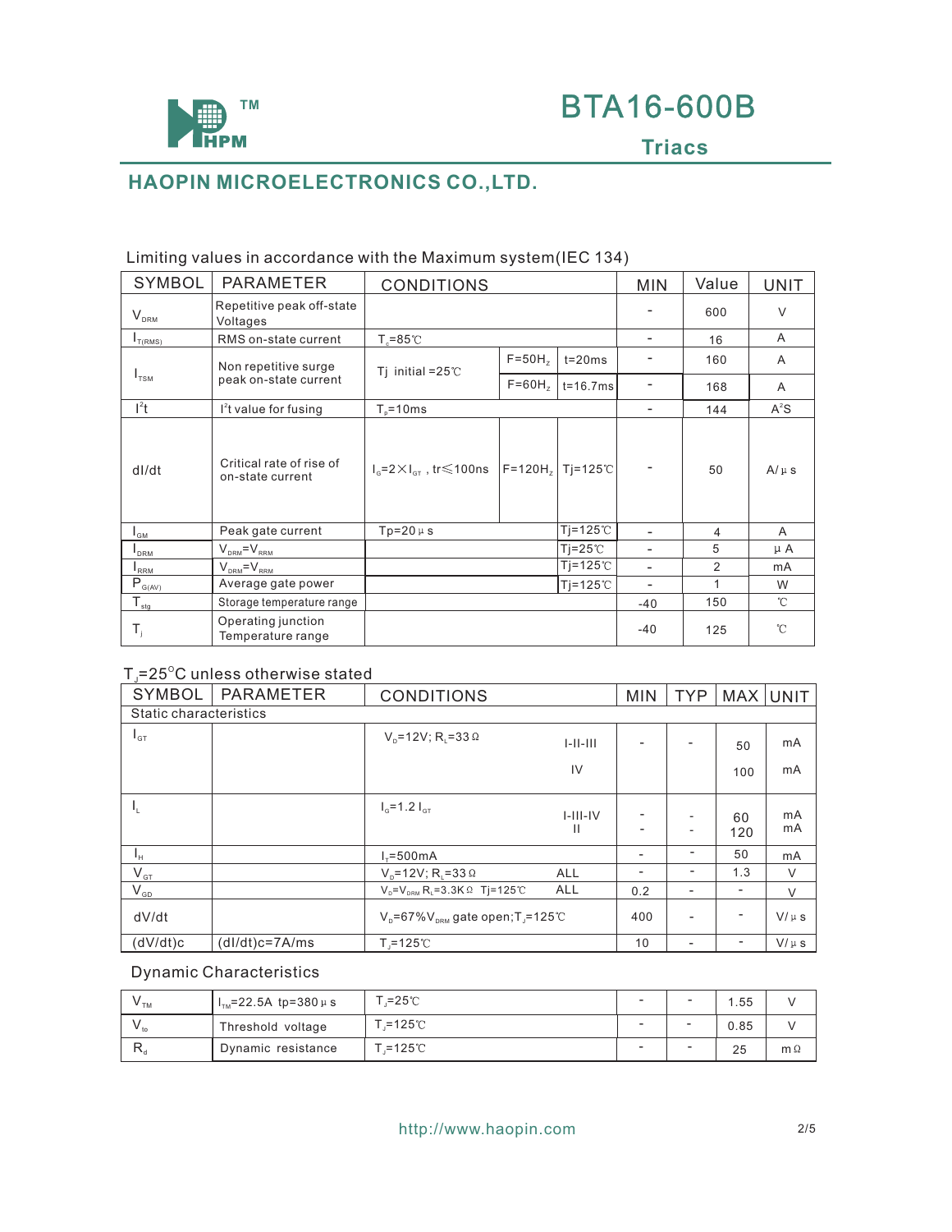BTA16-600B

Triacs

## HAOPIN MICROELECTRONICS CO.,LTD.

Limiting values in accordance with the Maximum system(IEC 134)

| SYMBOL | PARAMETER | CONDITIONS | | | MIN | Value | UNIT |
|---|---|---|---|---|---|---|---|
| $V_{DRM}$ | Repetitive peak off-state Voltages | | | | - | 600 | V |
| $I_{T(RMS)}$ | RMS on-state current | $T_c$=85℃ | | | - | 16 | A |
| $I_{TSM}$ | Non repetitive surge peak on-state current | Tj initial =25℃ | F=50Hz | t=20ms | - | 160 | A |
| | | | F=60Hz | t=16.7ms | - | 168 | A |
| $I^2t$ | $I^2t$ value for fusing | $T_p$=10ms | | | - | 144 | $A^2S$ |
| dI/dt | Critical rate of rise of on-state current | $I_G=2\times I_{GT}$ , tr≤100ns | F=120Hz | Tj=125℃ | - | 50 | A/μs |
| $I_{GM}$ | Peak gate current | Tp=20μs | | Tj=125℃ | - | 4 | A |
| $I_{DRM}$ | $V_{DRM}=V_{RRM}$ | | | Tj=25℃ | - | 5 | μA |
| $I_{RRM}$ | $V_{DRM}=V_{RRM}$ | | | Tj=125℃ | - | 2 | mA |
| $P_{G(AV)}$ | Average gate power | | | Tj=125℃ | - | 1 | W |
| $T_{stg}$ | Storage temperature range | | | | -40 | 150 | ℃ |
| $T_j$ | Operating junction Temperature range | | | | -40 | 125 | ℃ |

$T_j$=25°C unless otherwise stated

| SYMBOL | PARAMETER | CONDITIONS | | MIN | TYP | MAX | UNIT |
|---|---|---|---|---|---|---|---|
| Static characteristics | | | | | | | |
| $I_{GT}$ | | $V_D$=12V; $R_L$=33Ω | I-II-III | - | - | 50 | mA |
| | | | IV | | | 100 | mA |
| $I_L$ | | $I_G$=1.2 $I_{GT}$ | I-III-IV | - | - | 60 | mA |
| | | | II | - | - | 120 | mA |
| $I_H$ | | $I_T$=500mA | | - | - | 50 | mA |
| $V_{GT}$ | | $V_D$=12V; $R_L$=33Ω | ALL | - | - | 1.3 | V |
| $V_{GD}$ | | $V_D=V_{DRM}$ $R_L$=3.3KΩ Tj=125℃ | ALL | 0.2 | - | - | V |
| dV/dt | | $V_D$=67%$V_{DRM}$ gate open;$T_J$=125℃ | | 400 | - | - | V/μs |
| (dV/dt)c | (dI/dt)c=7A/ms | $T_J$=125℃ | | 10 | - | - | V/μs |

Dynamic Characteristics

| | | | | | | |
|---|---|---|---|---|---|---|
| $V_{TM}$ | $I_{TM}$=22.5A tp=380μs | $T_J$=25℃ | - | - | 1.55 | V |
| $V_{to}$ | Threshold voltage | $T_J$=125℃ | - | - | 0.85 | V |
| $R_d$ | Dynamic resistance | $T_J$=125℃ | - | - | 25 | mΩ |

http://www.haopin.com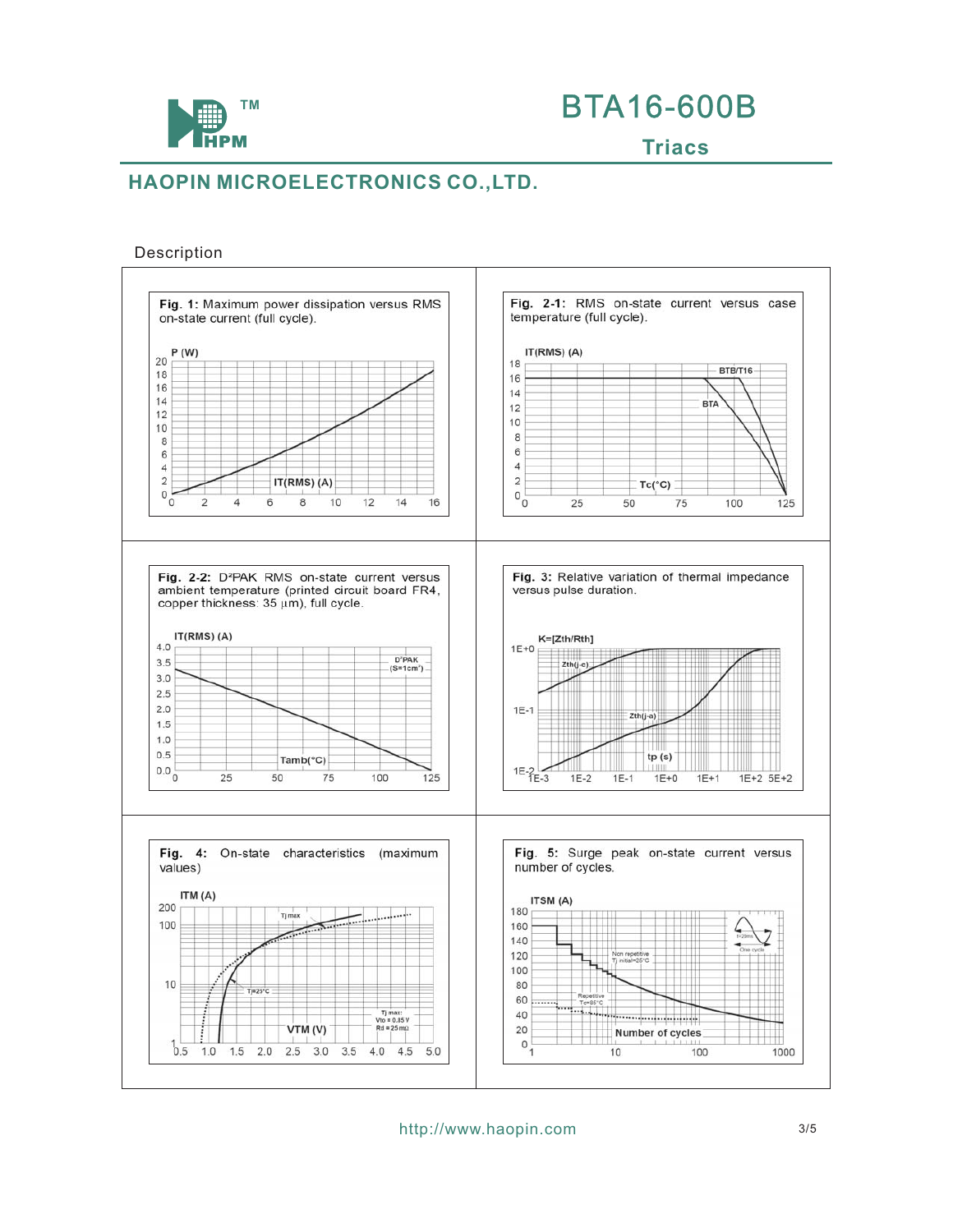# BTA16-600B

## Triacs

**HAOPIN MICROELECTRONICS CO.,LTD.**

Description

**Fig. 1:** Maximum power dissipation versus RMS on-state current (full cycle).

**Fig. 2-1:** RMS on-state current versus case temperature (full cycle).

**Fig. 2-2:** D²PAK RMS on-state current versus ambient temperature (printed circuit board FR4, copper thickness: 35 μm), full cycle.

**Fig. 3:** Relative variation of thermal impedance versus pulse duration.

**Fig. 4:** On-state characteristics (maximum values)

**Fig. 5:** Surge peak on-state current versus number of cycles.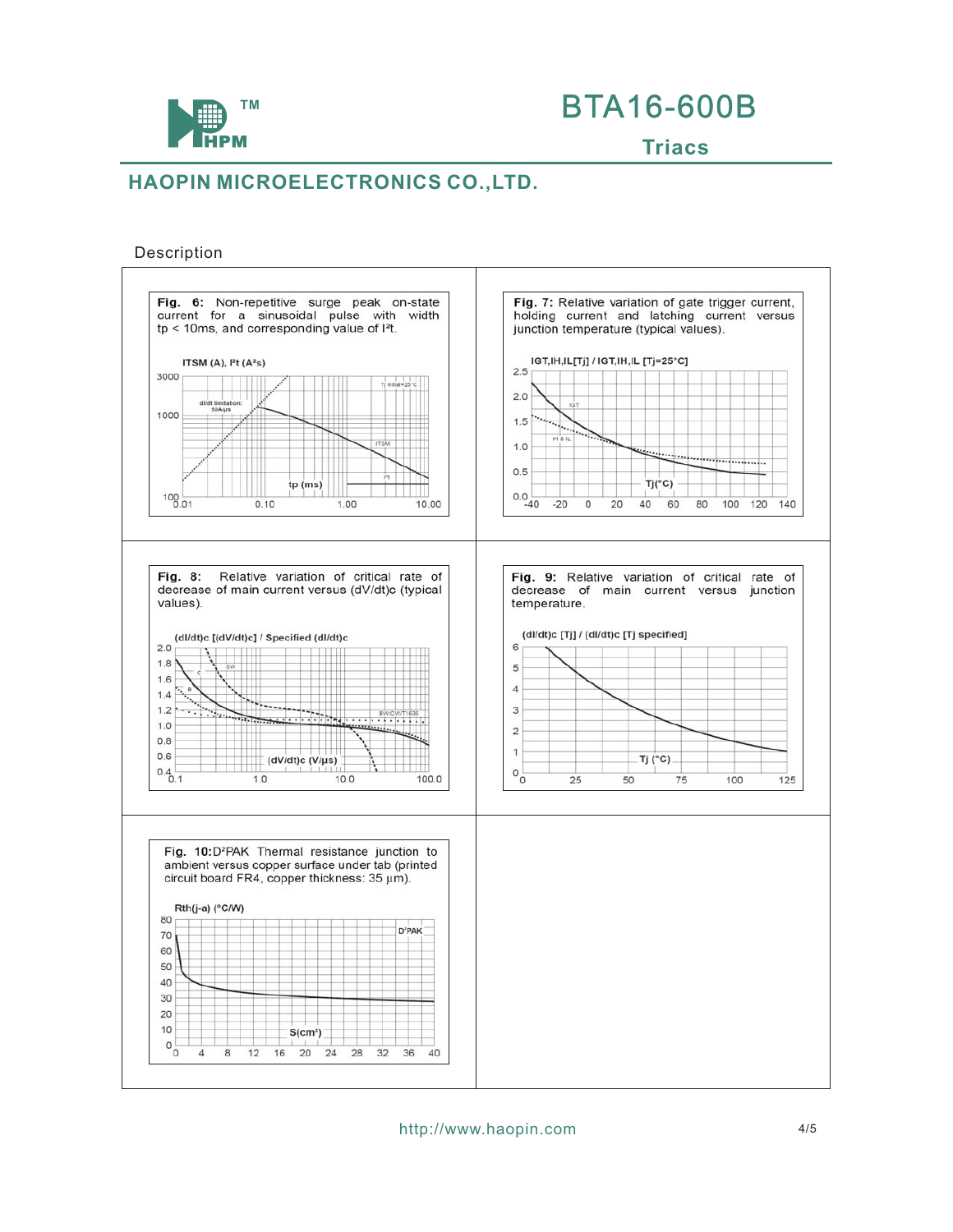## Description

**Fig. 6:** Non-repetitive surge peak on-state current for a sinusoidal pulse with width tp < 10ms, and corresponding value of $I^2t$.

**Fig. 7:** Relative variation of gate trigger current, holding current and latching current versus junction temperature (typical values).

**Fig. 8:** Relative variation of critical rate of decrease of main current versus (dV/dt)c (typical values).

**Fig. 9:** Relative variation of critical rate of decrease of main current versus junction temperature.

**Fig. 10:** $D^2PAK$ Thermal resistance junction to ambient versus copper surface under tab (printed circuit board FR4, copper thickness: 35 µm).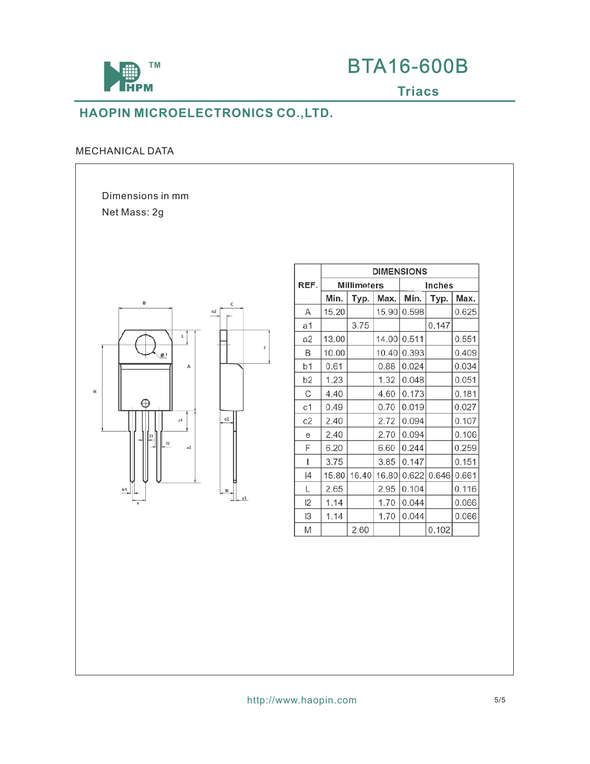MECHANICAL DATA

Dimensions in mm

Net Mass: 2g

| REF. | DIMENSIONS | | | | | |
|---|---|---|---|---|---|---|
| | Millimeters | | | Inches | | |
| | Min. | Typ. | Max. | Min. | Typ. | Max. |
| A | 15.20 | | 15.90 | 0.598 | | 0.625 |
| a1 | | 3.75 | | | 0.147 | |
| a2 | 13.00 | | 14.00 | 0.511 | | 0.551 |
| B | 10.00 | | 10.40 | 0.393 | | 0.409 |
| b1 | 0.61 | | 0.88 | 0.024 | | 0.034 |
| b2 | 1.23 | | 1.32 | 0.048 | | 0.051 |
| C | 4.40 | | 4.60 | 0.173 | | 0.181 |
| c1 | 0.49 | | 0.70 | 0.019 | | 0.027 |
| c2 | 2.40 | | 2.72 | 0.094 | | 0.107 |
| e | 2.40 | | 2.70 | 0.094 | | 0.106 |
| F | 6.20 | | 6.60 | 0.244 | | 0.259 |
| I | 3.75 | | 3.85 | 0.147 | | 0.151 |
| l4 | 15.80 | 16.40 | 16.80 | 0.622 | 0.646 | 0.661 |
| L | 2.65 | | 2.95 | 0.104 | | 0.116 |
| l2 | 1.14 | | 1.70 | 0.044 | | 0.066 |
| l3 | 1.14 | | 1.70 | 0.044 | | 0.066 |
| M | | 2.60 | | | 0.102 | |

http://www.haopin.com